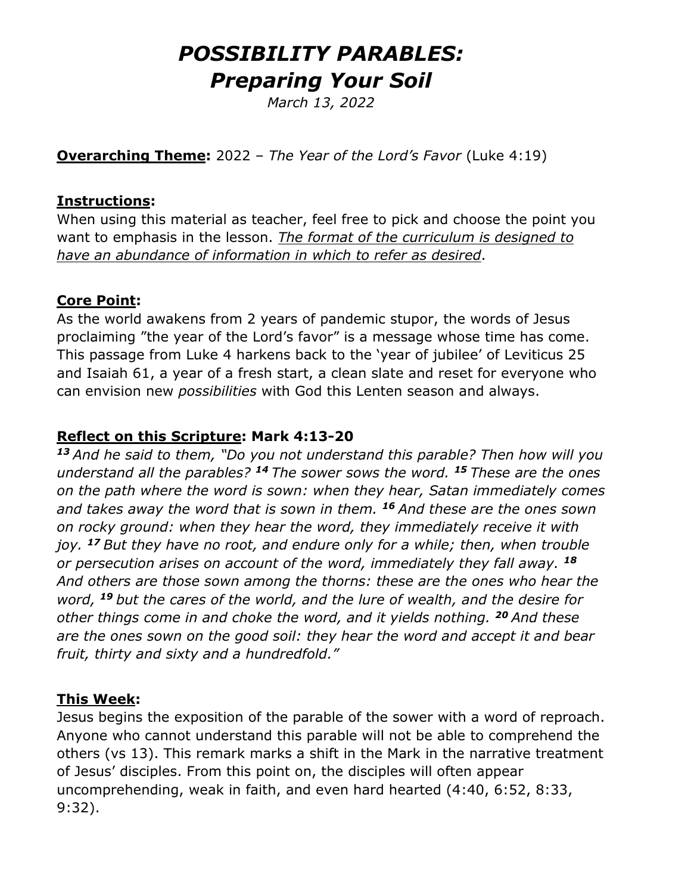# *POSSIBILITY PARABLES: Preparing Your Soil*

*March 13, 2022*

**<u>Overarching Theme</u>:** 2022 – *The Year of the Lord's Favor* (Luke 4:19)

**<u>Instructions</u>:**
When using this material as teacher, feel free to pick and choose the point you want to emphasis in the lesson. *<u>The format of the curriculum is designed to have an abundance of information in which to refer as desired</u>*.

**<u>Core Point</u>:**
As the world awakens from 2 years of pandemic stupor, the words of Jesus proclaiming "the year of the Lord's favor" is a message whose time has come. This passage from Luke 4 harkens back to the 'year of jubilee' of Leviticus 25 and Isaiah 61, a year of a fresh start, a clean slate and reset for everyone who can envision new *possibilities* with God this Lenten season and always.

**<u>Reflect on this Scripture</u>: Mark 4:13-20**
***13*** *And he said to them, "Do you not understand this parable? Then how will you understand all the parables?* ***14*** *The sower sows the word.* ***15*** *These are the ones on the path where the word is sown: when they hear, Satan immediately comes and takes away the word that is sown in them.* ***16*** *And these are the ones sown on rocky ground: when they hear the word, they immediately receive it with joy.* ***17*** *But they have no root, and endure only for a while; then, when trouble or persecution arises on account of the word, immediately they fall away.* ***18*** *And others are those sown among the thorns: these are the ones who hear the word,* ***19*** *but the cares of the world, and the lure of wealth, and the desire for other things come in and choke the word, and it yields nothing.* ***20*** *And these are the ones sown on the good soil: they hear the word and accept it and bear fruit, thirty and sixty and a hundredfold."*

**<u>This Week</u>:**
Jesus begins the exposition of the parable of the sower with a word of reproach. Anyone who cannot understand this parable will not be able to comprehend the others (vs 13). This remark marks a shift in the Mark in the narrative treatment of Jesus' disciples. From this point on, the disciples will often appear uncomprehending, weak in faith, and even hard hearted (4:40, 6:52, 8:33, 9:32).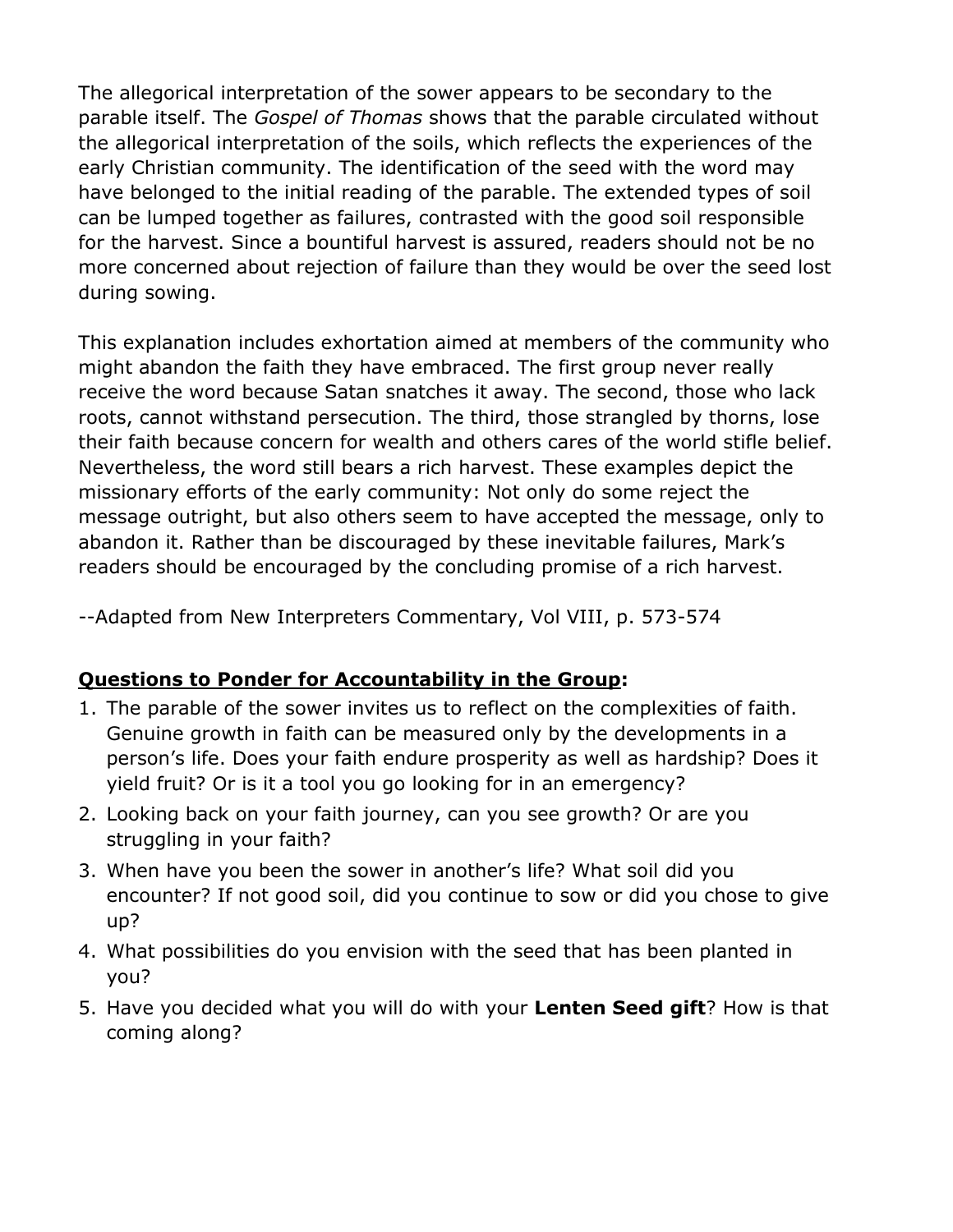The allegorical interpretation of the sower appears to be secondary to the parable itself. The *Gospel of Thomas* shows that the parable circulated without the allegorical interpretation of the soils, which reflects the experiences of the early Christian community. The identification of the seed with the word may have belonged to the initial reading of the parable. The extended types of soil can be lumped together as failures, contrasted with the good soil responsible for the harvest. Since a bountiful harvest is assured, readers should not be no more concerned about rejection of failure than they would be over the seed lost during sowing.

This explanation includes exhortation aimed at members of the community who might abandon the faith they have embraced. The first group never really receive the word because Satan snatches it away. The second, those who lack roots, cannot withstand persecution. The third, those strangled by thorns, lose their faith because concern for wealth and others cares of the world stifle belief. Nevertheless, the word still bears a rich harvest. These examples depict the missionary efforts of the early community: Not only do some reject the message outright, but also others seem to have accepted the message, only to abandon it. Rather than be discouraged by these inevitable failures, Mark's readers should be encouraged by the concluding promise of a rich harvest.

--Adapted from New Interpreters Commentary, Vol VIII, p. 573-574

**Questions to Ponder for Accountability in the Group:**

1. The parable of the sower invites us to reflect on the complexities of faith. Genuine growth in faith can be measured only by the developments in a person's life. Does your faith endure prosperity as well as hardship? Does it yield fruit? Or is it a tool you go looking for in an emergency?
2. Looking back on your faith journey, can you see growth? Or are you struggling in your faith?
3. When have you been the sower in another's life? What soil did you encounter? If not good soil, did you continue to sow or did you chose to give up?
4. What possibilities do you envision with the seed that has been planted in you?
5. Have you decided what you will do with your **Lenten Seed gift**? How is that coming along?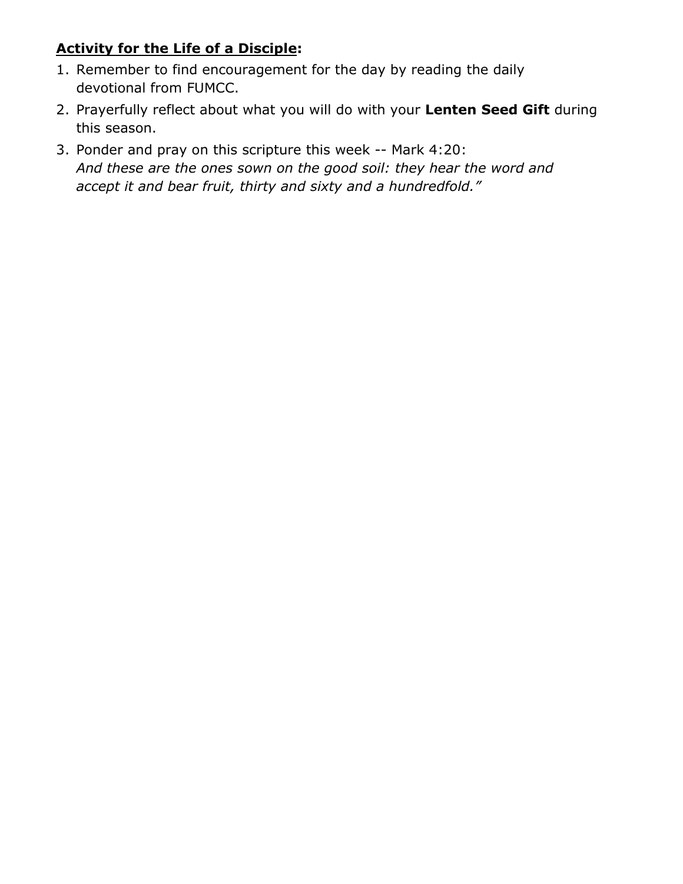**<u>Activity for the Life of a Disciple</u>:**

1. Remember to find encouragement for the day by reading the daily devotional from FUMCC.
2. Prayerfully reflect about what you will do with your **Lenten Seed Gift** during this season.
3. Ponder and pray on this scripture this week -- Mark 4:20:
   *And these are the ones sown on the good soil: they hear the word and accept it and bear fruit, thirty and sixty and a hundredfold."*